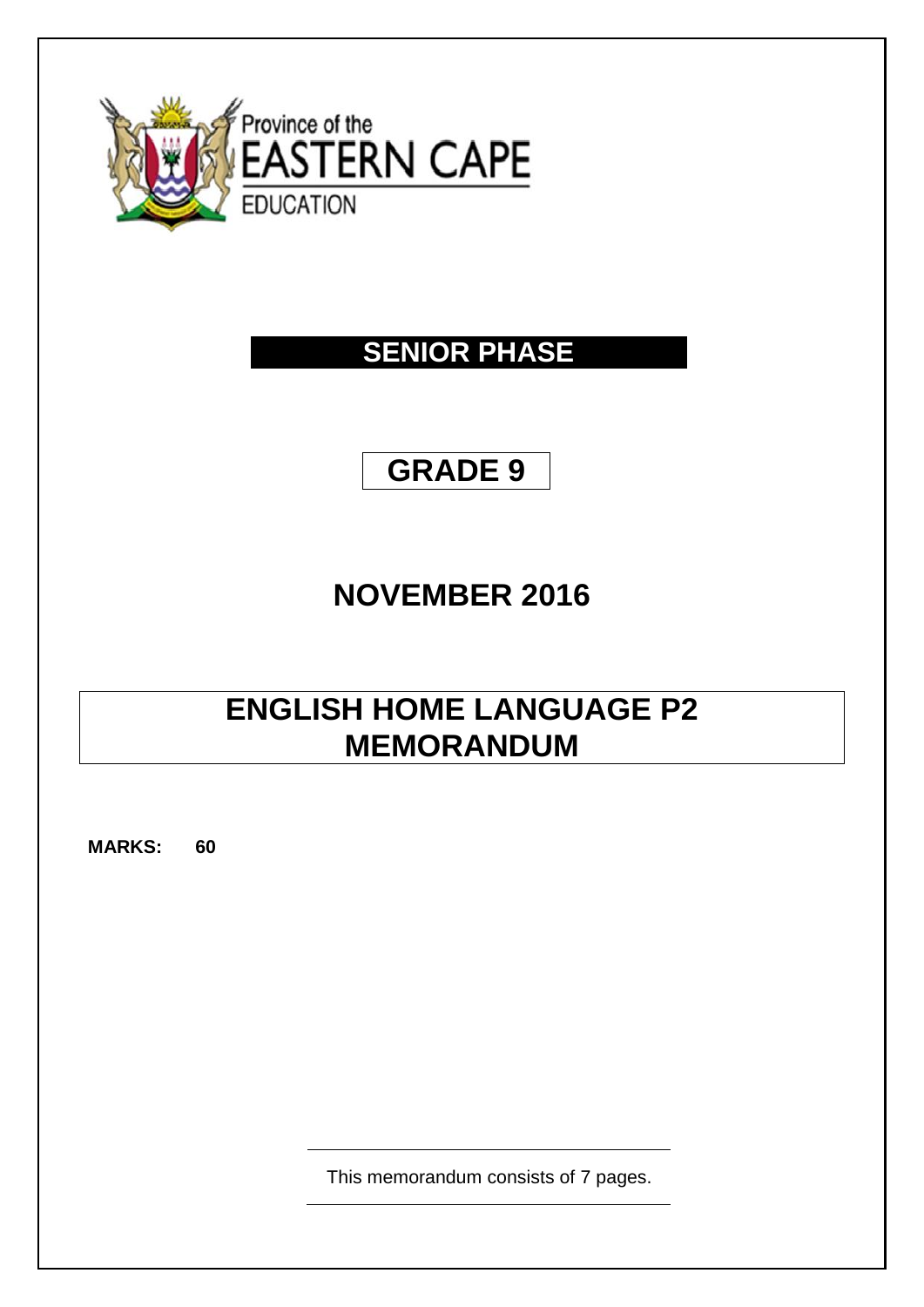Province of the
EASTERN CAPE
EDUCATION

# SENIOR PHASE

# GRADE 9

# NOVEMBER 2016

# ENGLISH HOME LANGUAGE P2 MEMORANDUM

**MARKS: 60**

This memorandum consists of 7 pages.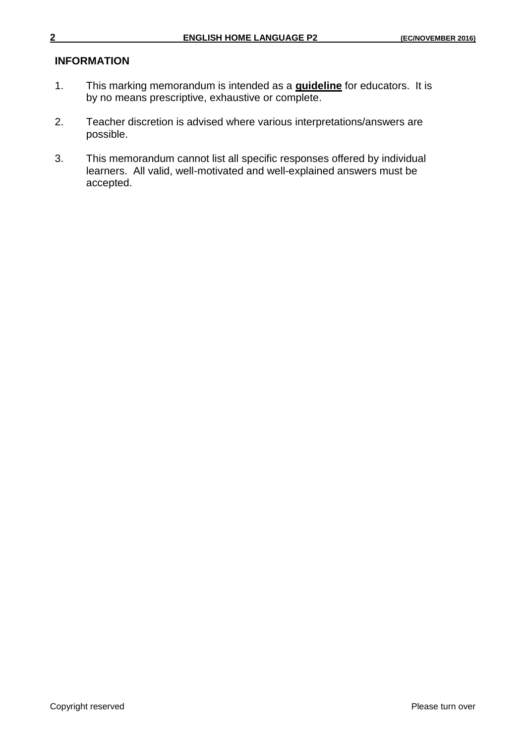## INFORMATION

1. This marking memorandum is intended as a **guideline** for educators. It is by no means prescriptive, exhaustive or complete.

2. Teacher discretion is advised where various interpretations/answers are possible.

3. This memorandum cannot list all specific responses offered by individual learners. All valid, well-motivated and well-explained answers must be accepted.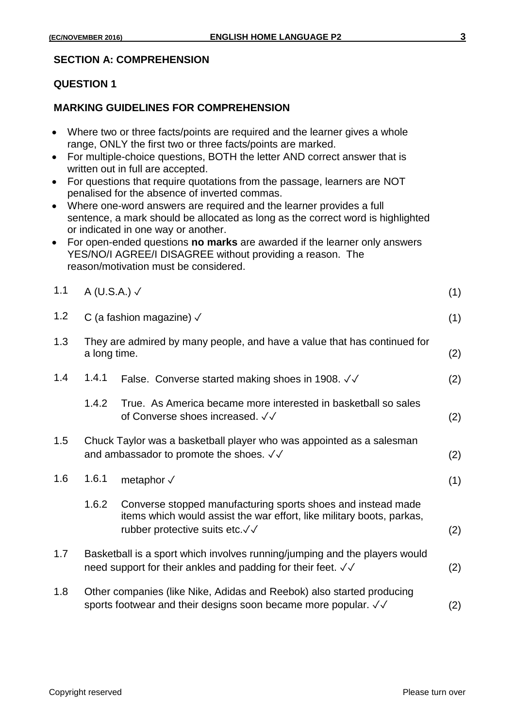## SECTION A: COMPREHENSION

### QUESTION 1

### MARKING GUIDELINES FOR COMPREHENSION

- Where two or three facts/points are required and the learner gives a whole range, ONLY the first two or three facts/points are marked.
- For multiple-choice questions, BOTH the letter AND correct answer that is written out in full are accepted.
- For questions that require quotations from the passage, learners are NOT penalised for the absence of inverted commas.
- Where one-word answers are required and the learner provides a full sentence, a mark should be allocated as long as the correct word is highlighted or indicated in one way or another.
- For open-ended questions **no marks** are awarded if the learner only answers YES/NO/I AGREE/I DISAGREE without providing a reason. The reason/motivation must be considered.

1.1 A (U.S.A.) ✓ (1)

1.2 C (a fashion magazine) ✓ (1)

1.3 They are admired by many people, and have a value that has continued for a long time. (2)

1.4
- 1.4.1 False. Converse started making shoes in 1908. ✓✓ (2)
- 1.4.2 True. As America became more interested in basketball so sales of Converse shoes increased. ✓✓ (2)

1.5 Chuck Taylor was a basketball player who was appointed as a salesman and ambassador to promote the shoes. ✓✓ (2)

1.6
- 1.6.1 metaphor ✓ (1)
- 1.6.2 Converse stopped manufacturing sports shoes and instead made items which would assist the war effort, like military boots, parkas, rubber protective suits etc.✓✓ (2)

1.7 Basketball is a sport which involves running/jumping and the players would need support for their ankles and padding for their feet. ✓✓ (2)

1.8 Other companies (like Nike, Adidas and Reebok) also started producing sports footwear and their designs soon became more popular. ✓✓ (2)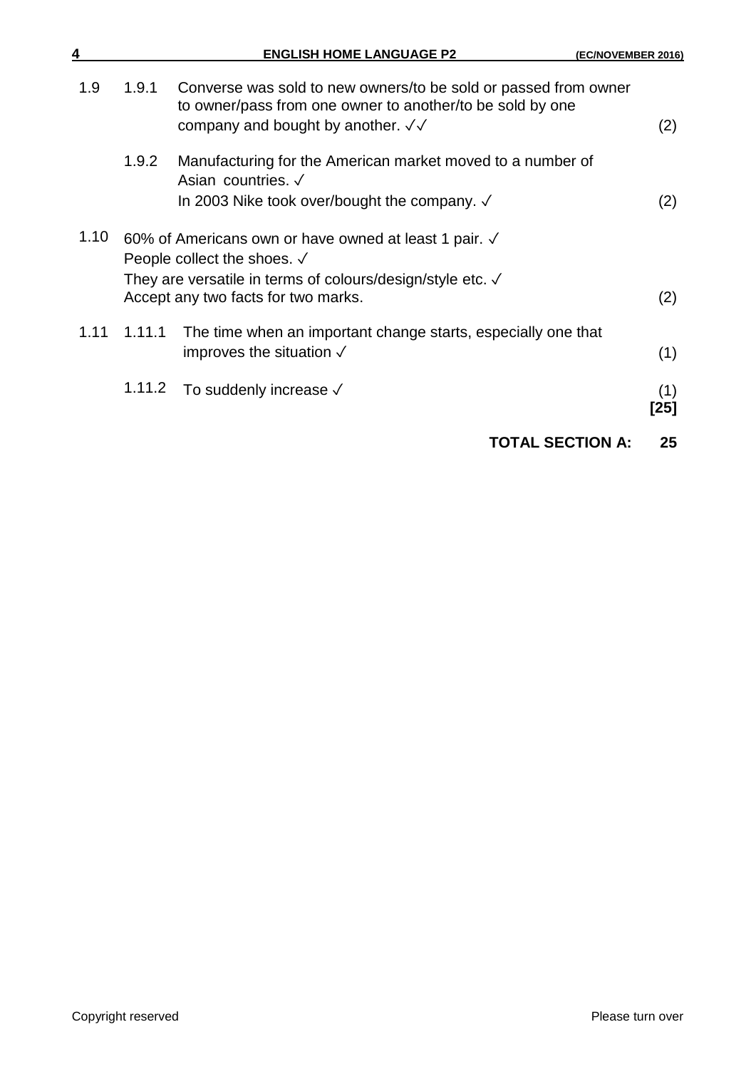| | | | |
|---|---|---|---|
| 1.9 | 1.9.1 | Converse was sold to new owners/to be sold or passed from owner to owner/pass from one owner to another/to be sold by one company and bought by another. ✓✓ | (2) |
| | 1.9.2 | Manufacturing for the American market moved to a number of Asian countries. ✓<br>In 2003 Nike took over/bought the company. ✓ | (2) |
| 1.10 | | 60% of Americans own or have owned at least 1 pair. ✓<br>People collect the shoes. ✓<br>They are versatile in terms of colours/design/style etc. ✓<br>Accept any two facts for two marks. | (2) |
| 1.11 | 1.11.1 | The time when an important change starts, especially one that improves the situation ✓ | (1) |
| | 1.11.2 | To suddenly increase ✓ | (1)<br>**[25]** |

**TOTAL SECTION A: 25**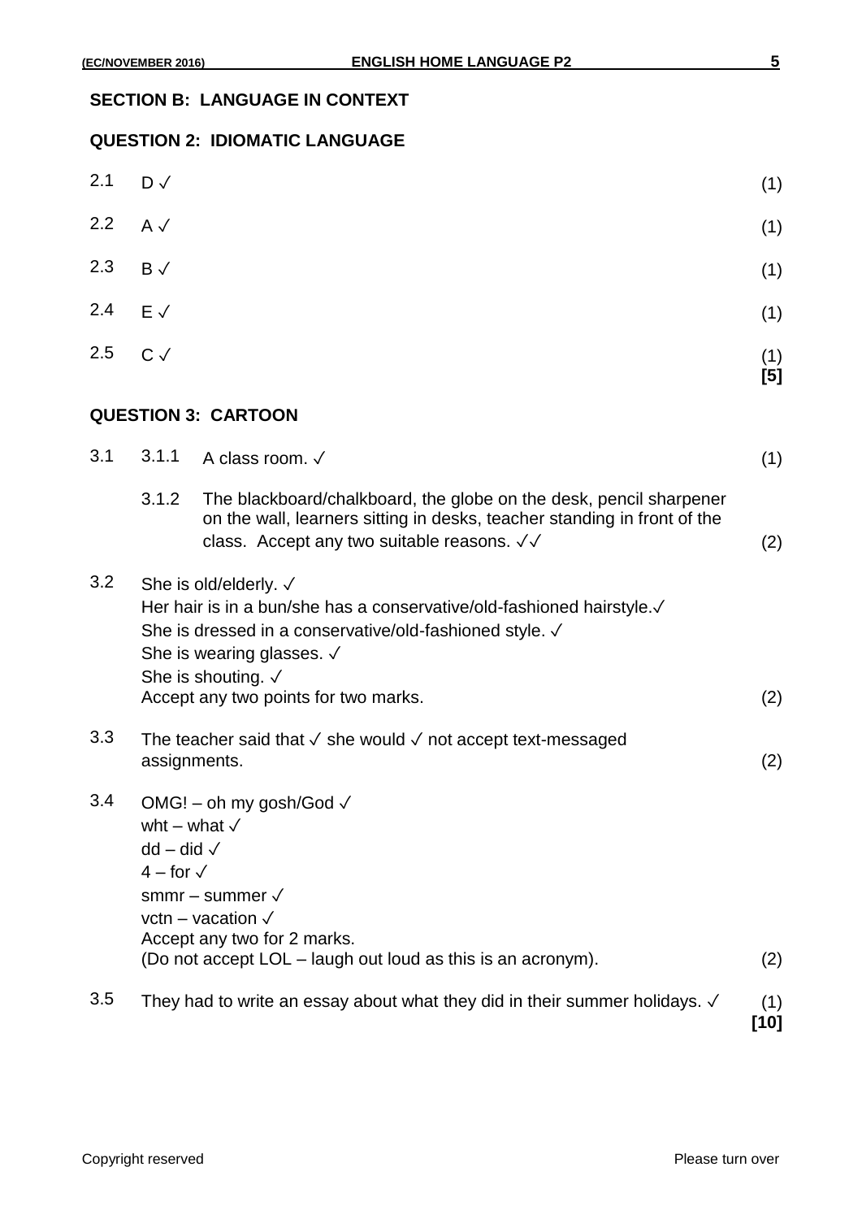## SECTION B: LANGUAGE IN CONTEXT

### QUESTION 2: IDIOMATIC LANGUAGE

| | | |
|---|---|---|
| 2.1 | D ✓ | (1) |
| 2.2 | A ✓ | (1) |
| 2.3 | B ✓ | (1) |
| 2.4 | E ✓ | (1) |
| 2.5 | C ✓ | (1) **[5]** |

### QUESTION 3: CARTOON

3.1 3.1.1 A class room. ✓ (1)

3.1.2 The blackboard/chalkboard, the globe on the desk, pencil sharpener on the wall, learners sitting in desks, teacher standing in front of the class. Accept any two suitable reasons. ✓✓ (2)

3.2 She is old/elderly. ✓
Her hair is in a bun/she has a conservative/old-fashioned hairstyle.✓
She is dressed in a conservative/old-fashioned style. ✓
She is wearing glasses. ✓
She is shouting. ✓
Accept any two points for two marks. (2)

3.3 The teacher said that ✓ she would ✓ not accept text-messaged assignments. (2)

3.4 OMG! – oh my gosh/God ✓
wht – what ✓
dd – did ✓
4 – for ✓
smmr – summer ✓
vctn – vacation ✓
Accept any two for 2 marks.
(Do not accept LOL – laugh out loud as this is an acronym). (2)

3.5 They had to write an essay about what they did in their summer holidays. ✓ (1)
**[10]**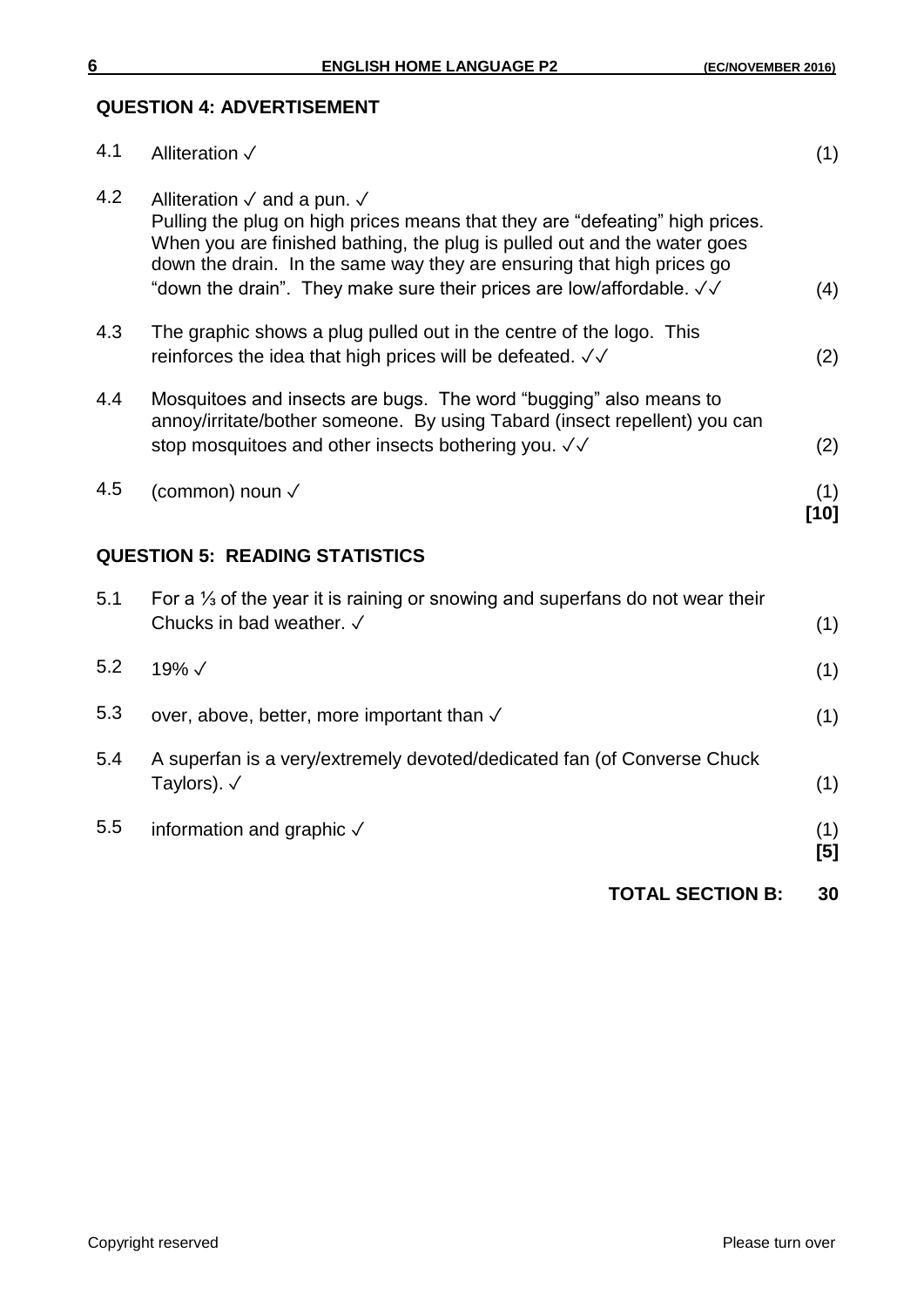## QUESTION 4: ADVERTISEMENT

| | | |
|---|---|---|
| 4.1 | Alliteration ✓ | (1) |
| 4.2 | Alliteration ✓ and a pun. ✓ Pulling the plug on high prices means that they are "defeating" high prices. When you are finished bathing, the plug is pulled out and the water goes down the drain. In the same way they are ensuring that high prices go "down the drain". They make sure their prices are low/affordable. ✓✓ | (4) |
| 4.3 | The graphic shows a plug pulled out in the centre of the logo. This reinforces the idea that high prices will be defeated. ✓✓ | (2) |
| 4.4 | Mosquitoes and insects are bugs. The word "bugging" also means to annoy/irritate/bother someone. By using Tabard (insect repellent) you can stop mosquitoes and other insects bothering you. ✓✓ | (2) |
| 4.5 | (common) noun ✓ | (1) **[10]** |

## QUESTION 5: READING STATISTICS

| | | |
|---|---|---|
| 5.1 | For a ⅓ of the year it is raining or snowing and superfans do not wear their Chucks in bad weather. ✓ | (1) |
| 5.2 | 19% ✓ | (1) |
| 5.3 | over, above, better, more important than ✓ | (1) |
| 5.4 | A superfan is a very/extremely devoted/dedicated fan (of Converse Chuck Taylors). ✓ | (1) |
| 5.5 | information and graphic ✓ | (1) **[5]** |

**TOTAL SECTION B: 30**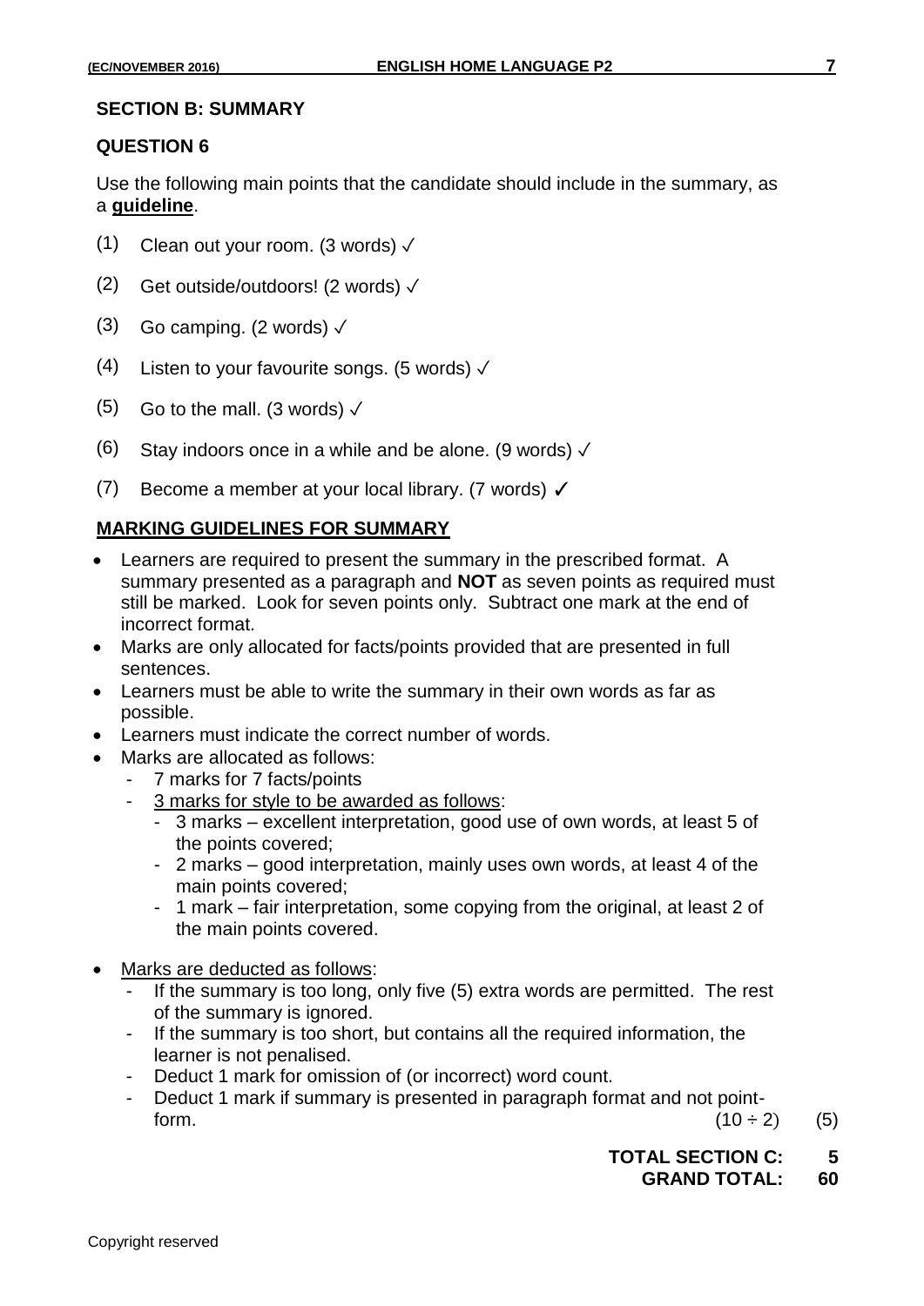## SECTION B: SUMMARY

## QUESTION 6

Use the following main points that the candidate should include in the summary, as a **guideline**.

(1) Clean out your room. (3 words) ✓

(2) Get outside/outdoors! (2 words) ✓

(3) Go camping. (2 words) ✓

(4) Listen to your favourite songs. (5 words) ✓

(5) Go to the mall. (3 words) ✓

(6) Stay indoors once in a while and be alone. (9 words) ✓

(7) Become a member at your local library. (7 words) ✓

### MARKING GUIDELINES FOR SUMMARY

- Learners are required to present the summary in the prescribed format. A summary presented as a paragraph and **NOT** as seven points as required must still be marked. Look for seven points only. Subtract one mark at the end of incorrect format.
- Marks are only allocated for facts/points provided that are presented in full sentences.
- Learners must be able to write the summary in their own words as far as possible.
- Learners must indicate the correct number of words.
- Marks are allocated as follows:
  - 7 marks for 7 facts/points
  - 3 marks for style to be awarded as follows:
    - 3 marks – excellent interpretation, good use of own words, at least 5 of the points covered;
    - 2 marks – good interpretation, mainly uses own words, at least 4 of the main points covered;
    - 1 mark – fair interpretation, some copying from the original, at least 2 of the main points covered.
- Marks are deducted as follows:
  - If the summary is too long, only five (5) extra words are permitted. The rest of the summary is ignored.
  - If the summary is too short, but contains all the required information, the learner is not penalised.
  - Deduct 1 mark for omission of (or incorrect) word count.
  - Deduct 1 mark if summary is presented in paragraph format and not point-form. (10 ÷ 2) (5)

**TOTAL SECTION C: 5**

**GRAND TOTAL: 60**